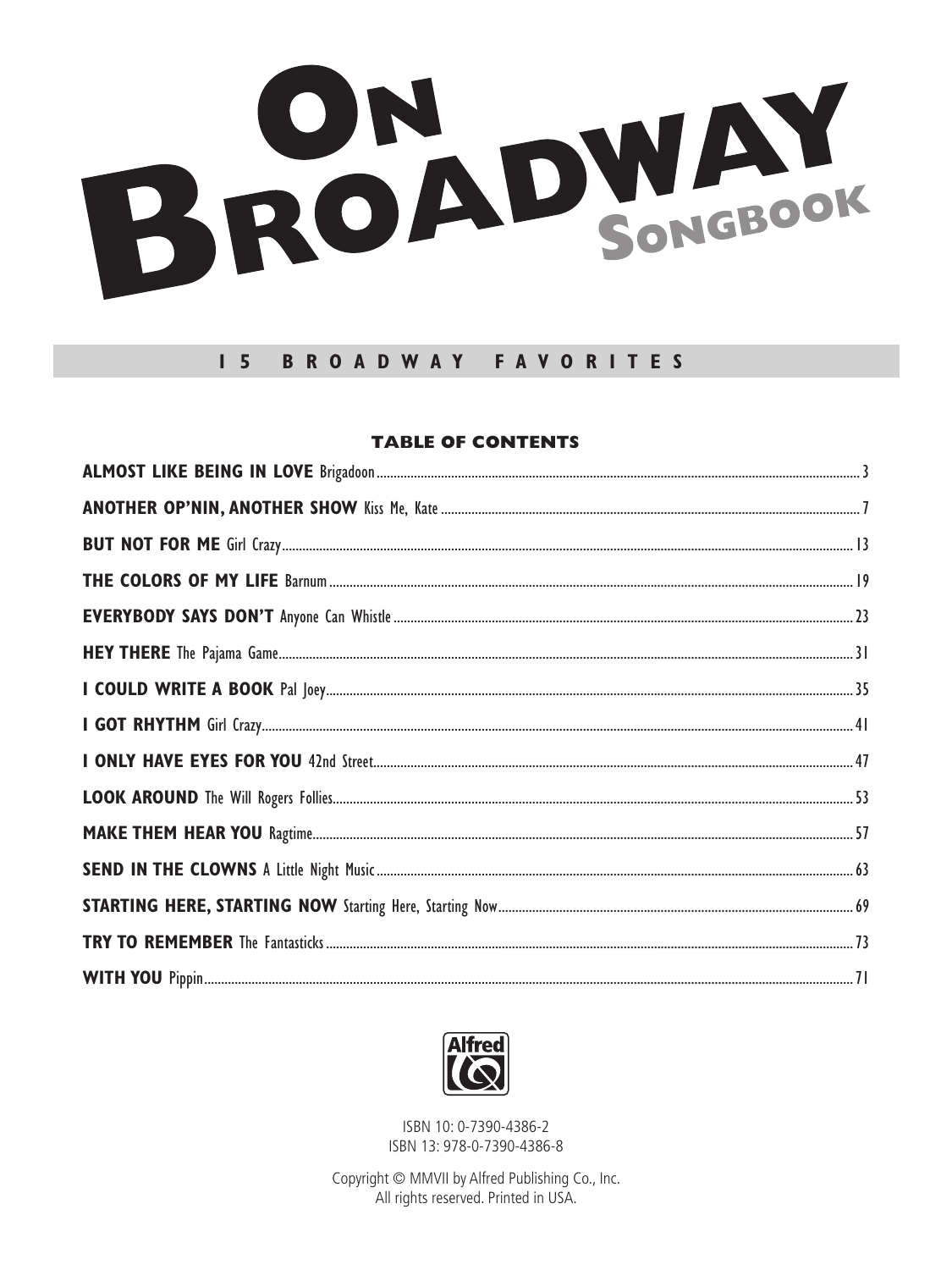# On Broadway Songbook

## 15 BROADWAY FAVORITES

### TABLE OF CONTENTS

**ALMOST LIKE BEING IN LOVE** Brigadoon ..... 3

**ANOTHER OP'NIN, ANOTHER SHOW** Kiss Me, Kate ..... 7

**BUT NOT FOR ME** Girl Crazy ..... 13

**THE COLORS OF MY LIFE** Barnum ..... 19

**EVERYBODY SAYS DON'T** Anyone Can Whistle ..... 23

**HEY THERE** The Pajama Game ..... 31

**I COULD WRITE A BOOK** Pal Joey ..... 35

**I GOT RHYTHM** Girl Crazy ..... 41

**I ONLY HAVE EYES FOR YOU** 42nd Street ..... 47

**LOOK AROUND** The Will Rogers Follies ..... 53

**MAKE THEM HEAR YOU** Ragtime ..... 57

**SEND IN THE CLOWNS** A Little Night Music ..... 63

**STARTING HERE, STARTING NOW** Starting Here, Starting Now ..... 69

**TRY TO REMEMBER** The Fantasticks ..... 73

**WITH YOU** Pippin ..... 71

Alfred

ISBN 10: 0-7390-4386-2
ISBN 13: 978-0-7390-4386-8

Copyright © MMVII by Alfred Publishing Co., Inc.
All rights reserved. Printed in USA.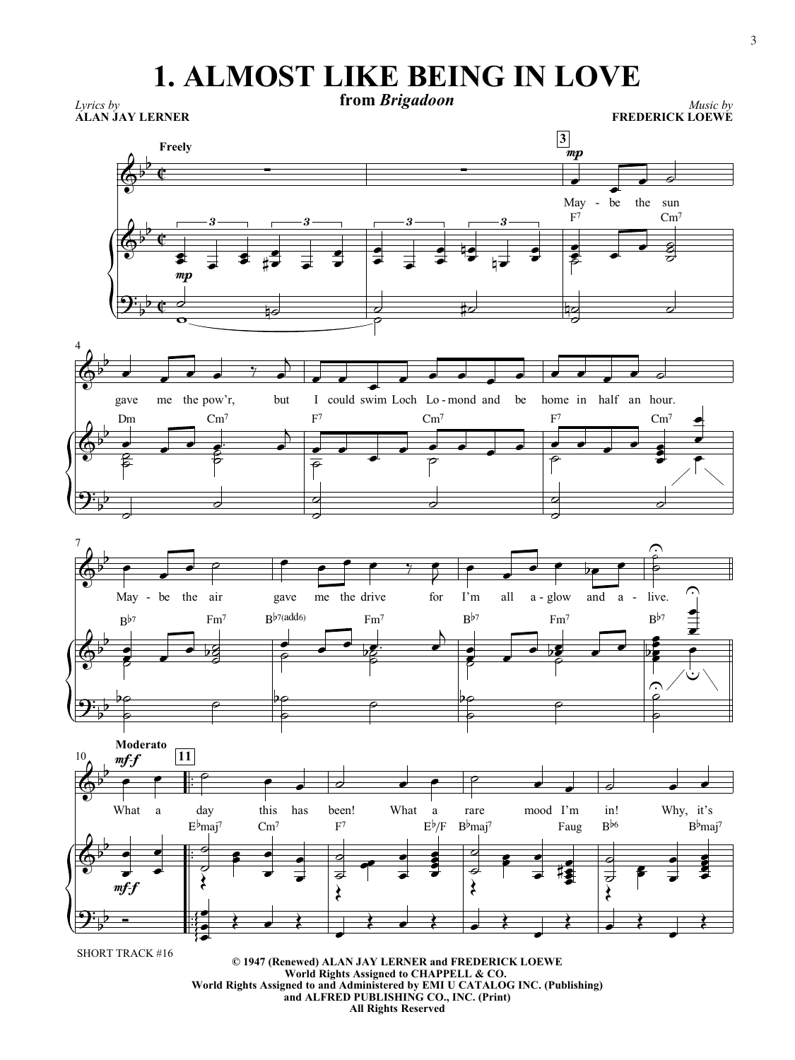# 1. ALMOST LIKE BEING IN LOVE

**from *Brigadoon***

*Lyrics by*
**ALAN JAY LERNER**

*Music by*
**FREDERICK LOEWE**

SHORT TRACK #16

**© 1947 (Renewed) ALAN JAY LERNER and FREDERICK LOEWE**
**World Rights Assigned to CHAPPELL & CO.**
**World Rights Assigned to and Administered by EMI U CATALOG INC. (Publishing)**
**and ALFRED PUBLISHING CO., INC. (Print)**
**All Rights Reserved**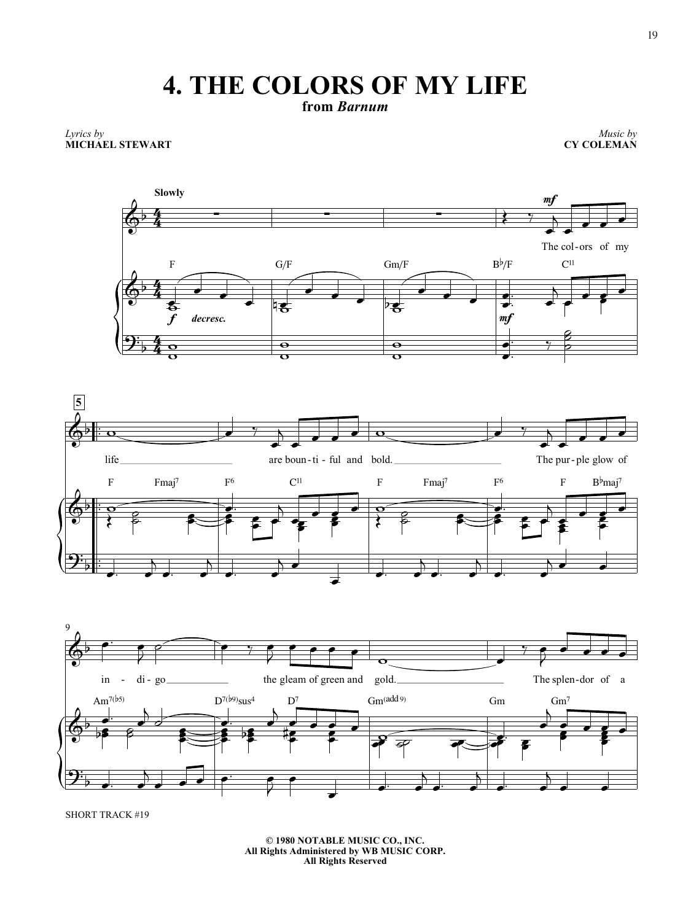# 4. THE COLORS OF MY LIFE

**from *Barnum***

*Lyrics by*
**MICHAEL STEWART**

*Music by*
**CY COLEMAN**

SHORT TRACK #19

**© 1980 NOTABLE MUSIC CO., INC.**
**All Rights Administered by WB MUSIC CORP.**
**All Rights Reserved**